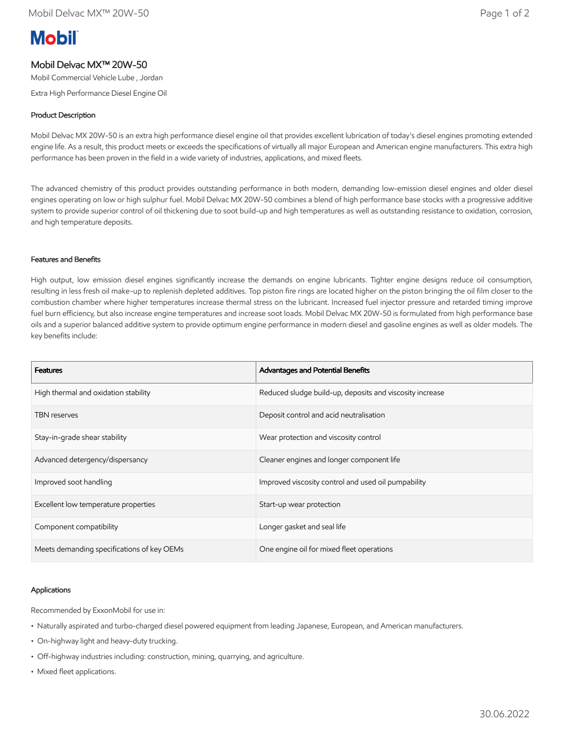Mobil

# Mobil Delvac MX™ 20W-50

Mobil Commercial Vehicle Lube , Jordan

Extra High Performance Diesel Engine Oil

## Product Description

Mobil Delvac MX 20W-50 is an extra high performance diesel engine oil that provides excellent lubrication of today's diesel engines promoting extended engine life. As a result, this product meets or exceeds the specifications of virtually all major European and American engine manufacturers. This extra high performance has been proven in the field in a wide variety of industries, applications, and mixed fleets.

The advanced chemistry of this product provides outstanding performance in both modern, demanding low-emission diesel engines and older diesel engines operating on low or high sulphur fuel. Mobil Delvac MX 20W-50 combines a blend of high performance base stocks with a progressive additive system to provide superior control of oil thickening due to soot build-up and high temperatures as well as outstanding resistance to oxidation, corrosion, and high temperature deposits.

## Features and Benefits

High output, low emission diesel engines significantly increase the demands on engine lubricants. Tighter engine designs reduce oil consumption, resulting in less fresh oil make-up to replenish depleted additives. Top piston fire rings are located higher on the piston bringing the oil film closer to the combustion chamber where higher temperatures increase thermal stress on the lubricant. Increased fuel injector pressure and retarded timing improve fuel burn efficiency, but also increase engine temperatures and increase soot loads. Mobil Delvac MX 20W-50 is formulated from high performance base oils and a superior balanced additive system to provide optimum engine performance in modern diesel and gasoline engines as well as older models. The key benefits include:

| Features | Advantages and Potential Benefits |
| --- | --- |
| High thermal and oxidation stability | Reduced sludge build-up, deposits and viscosity increase |
| TBN reserves | Deposit control and acid neutralisation |
| Stay-in-grade shear stability | Wear protection and viscosity control |
| Advanced detergency/dispersancy | Cleaner engines and longer component life |
| Improved soot handling | Improved viscosity control and used oil pumpability |
| Excellent low temperature properties | Start-up wear protection |
| Component compatibility | Longer gasket and seal life |
| Meets demanding specifications of key OEMs | One engine oil for mixed fleet operations |

## Applications

Recommended by ExxonMobil for use in:

- Naturally aspirated and turbo-charged diesel powered equipment from leading Japanese, European, and American manufacturers.
- On-highway light and heavy-duty trucking.
- Off-highway industries including: construction, mining, quarrying, and agriculture.
- Mixed fleet applications.

30.06.2022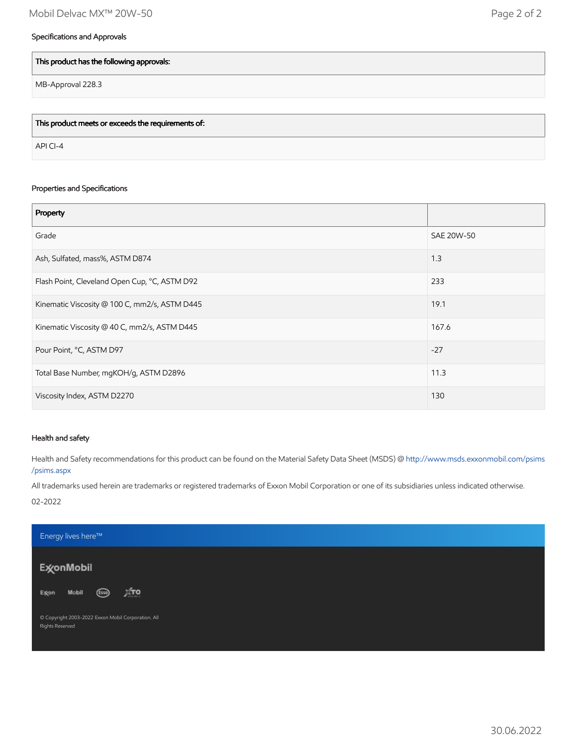## Specifications and Approvals

| This product has the following approvals: |
| --- |
| MB-Approval 228.3 |

| This product meets or exceeds the requirements of: |
| --- |
| API CI-4 |

## Properties and Specifications

| Property | |
| --- | --- |
| Grade | SAE 20W-50 |
| Ash, Sulfated, mass%, ASTM D874 | 1.3 |
| Flash Point, Cleveland Open Cup, °C, ASTM D92 | 233 |
| Kinematic Viscosity @ 100 C, mm2/s, ASTM D445 | 19.1 |
| Kinematic Viscosity @ 40 C, mm2/s, ASTM D445 | 167.6 |
| Pour Point, °C, ASTM D97 | -27 |
| Total Base Number, mgKOH/g, ASTM D2896 | 11.3 |
| Viscosity Index, ASTM D2270 | 130 |

## Health and safety

Health and Safety recommendations for this product can be found on the Material Safety Data Sheet (MSDS) @ http://www.msds.exxonmobil.com/psims/psims.aspx

All trademarks used herein are trademarks or registered trademarks of Exxon Mobil Corporation or one of its subsidiaries unless indicated otherwise.

02-2022

Energy lives here™

ExxonMobil

Exxon Mobil Esso XTO

© Copyright 2003-2022 Exxon Mobil Corporation. All Rights Reserved